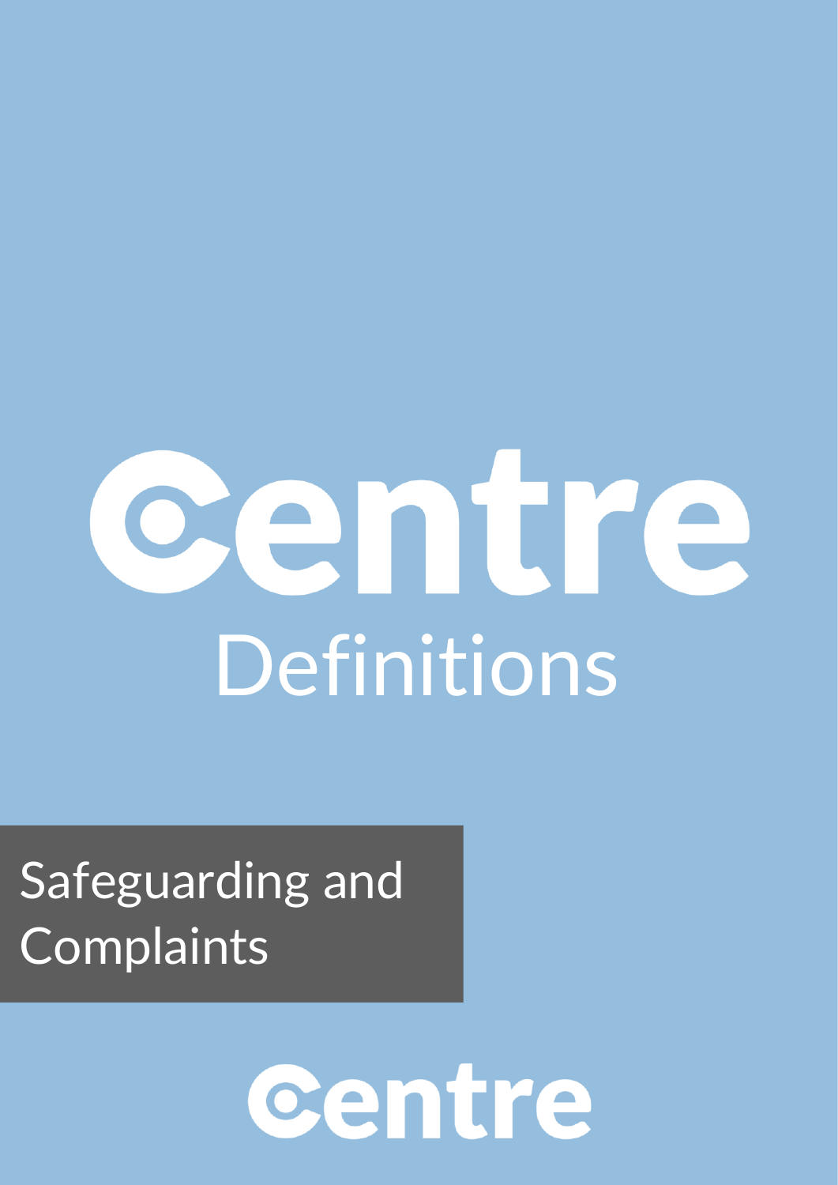# Centre

## Definitions

### Safeguarding and Complaints

Centre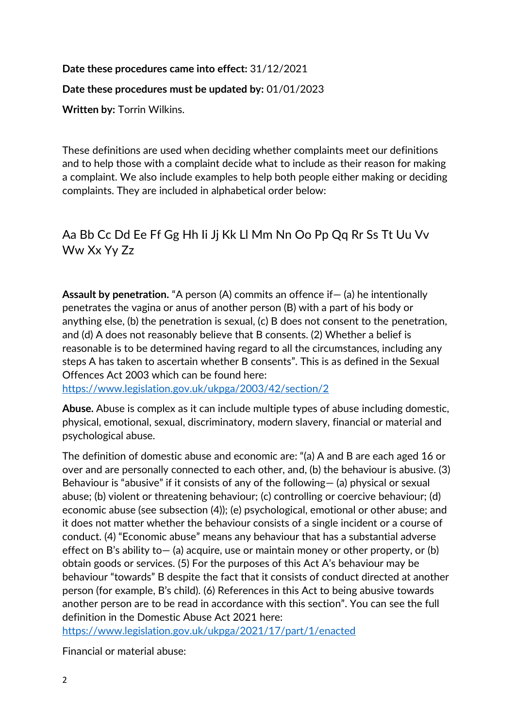**Date these procedures came into effect:** 31/12/2021

**Date these procedures must be updated by:** 01/01/2023

**Written by:** Torrin Wilkins.

These definitions are used when deciding whether complaints meet our definitions and to help those with a complaint decide what to include as their reason for making a complaint. We also include examples to help both people either making or deciding complaints. They are included in alphabetical order below:

## Aa Bb Cc Dd Ee Ff Gg Hh Ii Jj Kk Ll Mm Nn Oo Pp Qq Rr Ss Tt Uu Vv Ww Xx Yy Zz

**Assault by penetration.** "A person (A) commits an offence if— (a) he intentionally penetrates the vagina or anus of another person (B) with a part of his body or anything else, (b) the penetration is sexual, (c) B does not consent to the penetration, and (d) A does not reasonably believe that B consents. (2) Whether a belief is reasonable is to be determined having regard to all the circumstances, including any steps A has taken to ascertain whether B consents". This is as defined in the Sexual Offences Act 2003 which can be found here: https://www.legislation.gov.uk/ukpga/2003/42/section/2

**Abuse.** Abuse is complex as it can include multiple types of abuse including domestic, physical, emotional, sexual, discriminatory, modern slavery, financial or material and psychological abuse.

The definition of domestic abuse and economic are: "(a) A and B are each aged 16 or over and are personally connected to each other, and, (b) the behaviour is abusive. (3) Behaviour is "abusive" if it consists of any of the following— (a) physical or sexual abuse; (b) violent or threatening behaviour; (c) controlling or coercive behaviour; (d) economic abuse (see subsection (4)); (e) psychological, emotional or other abuse; and it does not matter whether the behaviour consists of a single incident or a course of conduct. (4) "Economic abuse" means any behaviour that has a substantial adverse effect on B's ability to— (a) acquire, use or maintain money or other property, or (b) obtain goods or services. (5) For the purposes of this Act A's behaviour may be behaviour "towards" B despite the fact that it consists of conduct directed at another person (for example, B's child). (6) References in this Act to being abusive towards another person are to be read in accordance with this section". You can see the full definition in the Domestic Abuse Act 2021 here: https://www.legislation.gov.uk/ukpga/2021/17/part/1/enacted

Financial or material abuse: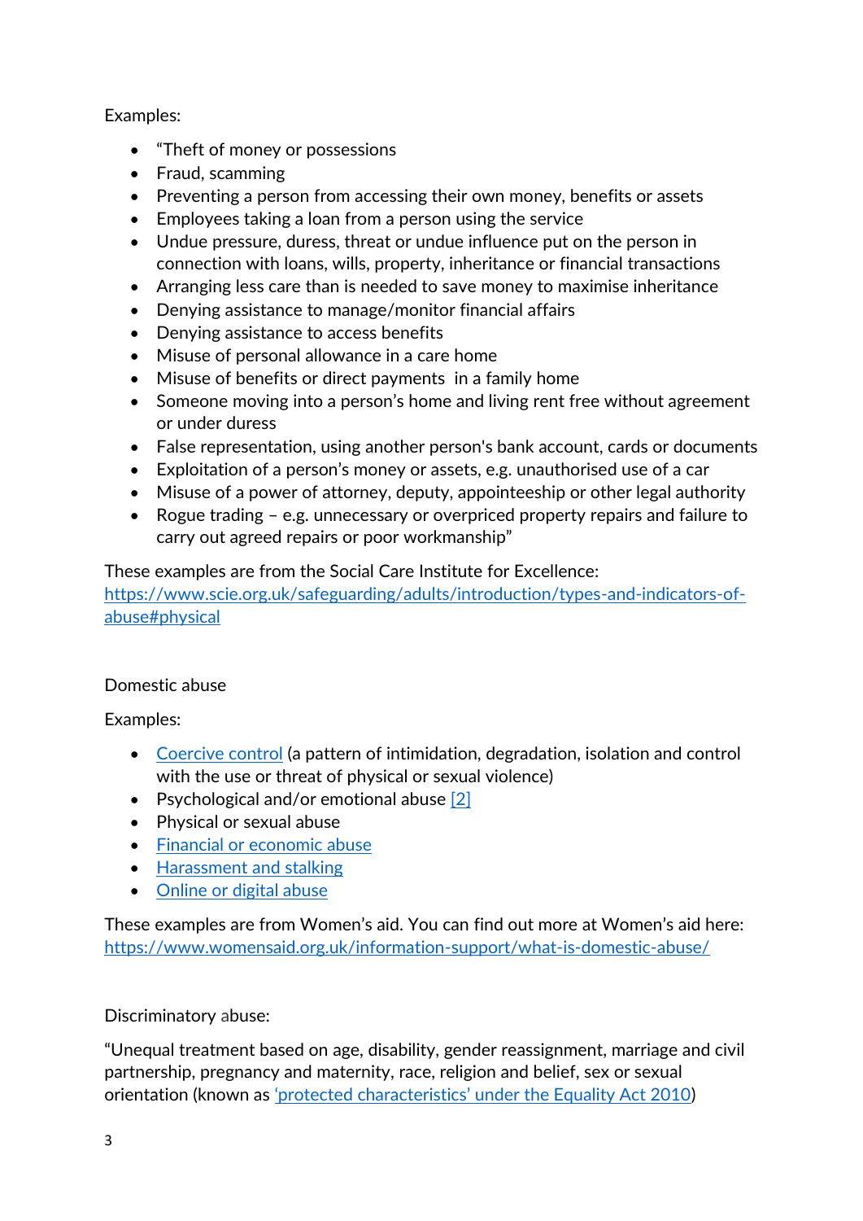Examples:

- "Theft of money or possessions
- Fraud, scamming
- Preventing a person from accessing their own money, benefits or assets
- Employees taking a loan from a person using the service
- Undue pressure, duress, threat or undue influence put on the person in connection with loans, wills, property, inheritance or financial transactions
- Arranging less care than is needed to save money to maximise inheritance
- Denying assistance to manage/monitor financial affairs
- Denying assistance to access benefits
- Misuse of personal allowance in a care home
- Misuse of benefits or direct payments in a family home
- Someone moving into a person's home and living rent free without agreement or under duress
- False representation, using another person's bank account, cards or documents
- Exploitation of a person's money or assets, e.g. unauthorised use of a car
- Misuse of a power of attorney, deputy, appointeeship or other legal authority
- Rogue trading – e.g. unnecessary or overpriced property repairs and failure to carry out agreed repairs or poor workmanship"

These examples are from the Social Care Institute for Excellence: [https://www.scie.org.uk/safeguarding/adults/introduction/types-and-indicators-of-abuse#physical](https://www.scie.org.uk/safeguarding/adults/introduction/types-and-indicators-of-abuse#physical)

Domestic abuse

Examples:

- Coercive control (a pattern of intimidation, degradation, isolation and control with the use or threat of physical or sexual violence)
- Psychological and/or emotional abuse [2]
- Physical or sexual abuse
- Financial or economic abuse
- Harassment and stalking
- Online or digital abuse

These examples are from Women's aid. You can find out more at Women's aid here: [https://www.womensaid.org.uk/information-support/what-is-domestic-abuse/](https://www.womensaid.org.uk/information-support/what-is-domestic-abuse/)

Discriminatory abuse:

"Unequal treatment based on age, disability, gender reassignment, marriage and civil partnership, pregnancy and maternity, race, religion and belief, sex or sexual orientation (known as 'protected characteristics' under the Equality Act 2010)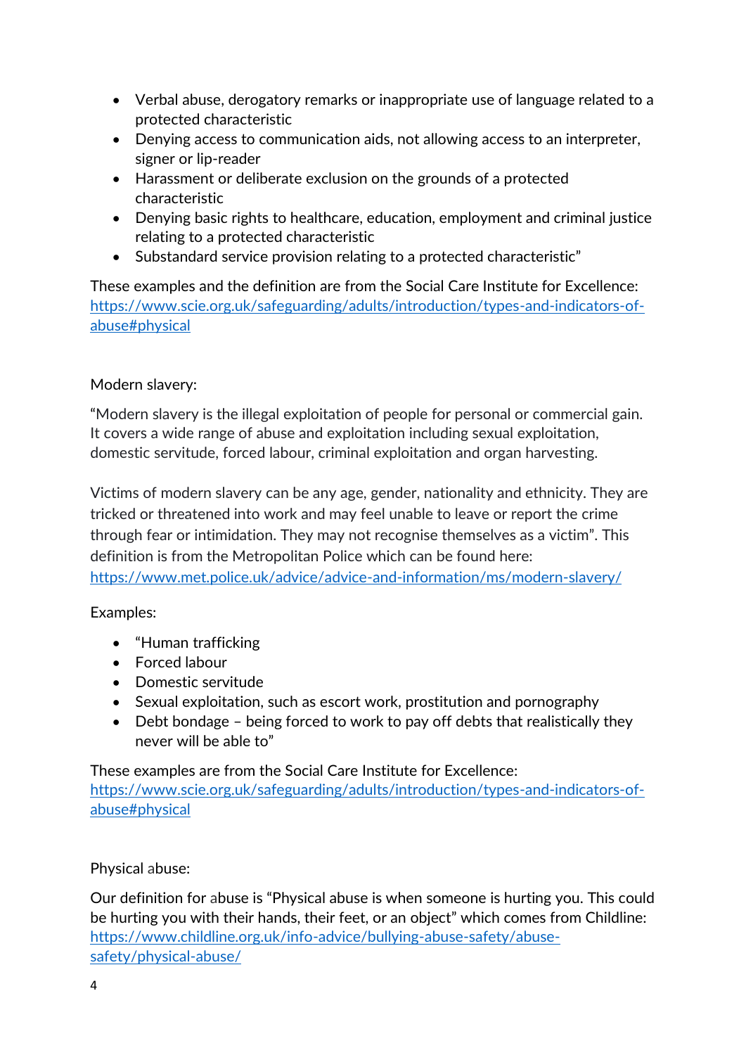- Verbal abuse, derogatory remarks or inappropriate use of language related to a protected characteristic
- Denying access to communication aids, not allowing access to an interpreter, signer or lip-reader
- Harassment or deliberate exclusion on the grounds of a protected characteristic
- Denying basic rights to healthcare, education, employment and criminal justice relating to a protected characteristic
- Substandard service provision relating to a protected characteristic"

These examples and the definition are from the Social Care Institute for Excellence: [https://www.scie.org.uk/safeguarding/adults/introduction/types-and-indicators-of-abuse#physical](https://www.scie.org.uk/safeguarding/adults/introduction/types-and-indicators-of-abuse#physical)

Modern slavery:

"Modern slavery is the illegal exploitation of people for personal or commercial gain. It covers a wide range of abuse and exploitation including sexual exploitation, domestic servitude, forced labour, criminal exploitation and organ harvesting.

Victims of modern slavery can be any age, gender, nationality and ethnicity. They are tricked or threatened into work and may feel unable to leave or report the crime through fear or intimidation. They may not recognise themselves as a victim". This definition is from the Metropolitan Police which can be found here: [https://www.met.police.uk/advice/advice-and-information/ms/modern-slavery/](https://www.met.police.uk/advice/advice-and-information/ms/modern-slavery/)

Examples:

- "Human trafficking
- Forced labour
- Domestic servitude
- Sexual exploitation, such as escort work, prostitution and pornography
- Debt bondage – being forced to work to pay off debts that realistically they never will be able to"

These examples are from the Social Care Institute for Excellence: [https://www.scie.org.uk/safeguarding/adults/introduction/types-and-indicators-of-abuse#physical](https://www.scie.org.uk/safeguarding/adults/introduction/types-and-indicators-of-abuse#physical)

Physical abuse:

Our definition for abuse is "Physical abuse is when someone is hurting you. This could be hurting you with their hands, their feet, or an object" which comes from Childline: [https://www.childline.org.uk/info-advice/bullying-abuse-safety/abuse-safety/physical-abuse/](https://www.childline.org.uk/info-advice/bullying-abuse-safety/abuse-safety/physical-abuse/)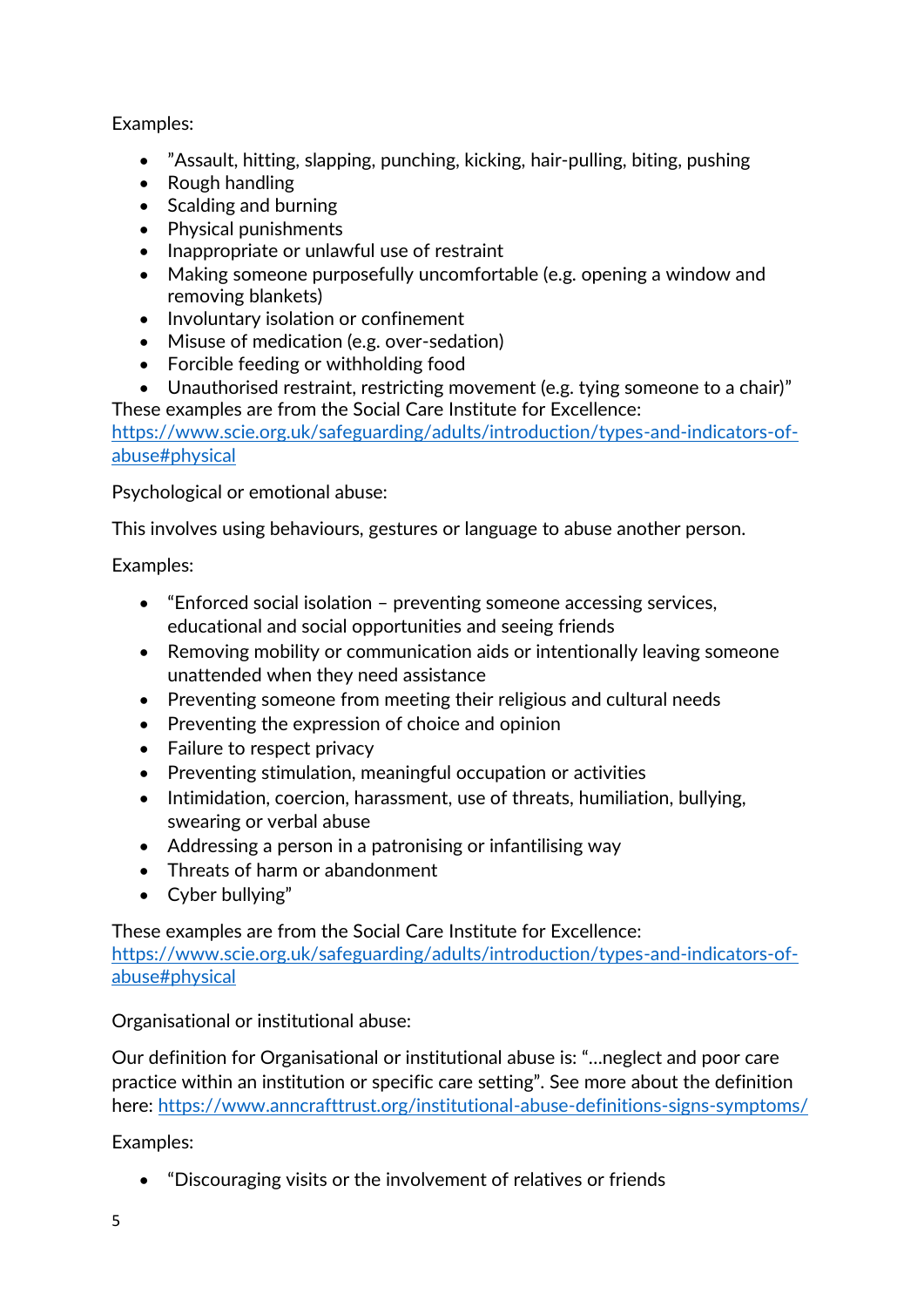Examples:

- ”Assault, hitting, slapping, punching, kicking, hair-pulling, biting, pushing
- Rough handling
- Scalding and burning
- Physical punishments
- Inappropriate or unlawful use of restraint
- Making someone purposefully uncomfortable (e.g. opening a window and removing blankets)
- Involuntary isolation or confinement
- Misuse of medication (e.g. over-sedation)
- Forcible feeding or withholding food
- Unauthorised restraint, restricting movement (e.g. tying someone to a chair)”

These examples are from the Social Care Institute for Excellence: [https://www.scie.org.uk/safeguarding/adults/introduction/types-and-indicators-of-abuse#physical](https://www.scie.org.uk/safeguarding/adults/introduction/types-and-indicators-of-abuse#physical)

Psychological or emotional abuse:

This involves using behaviours, gestures or language to abuse another person.

Examples:

- “Enforced social isolation – preventing someone accessing services, educational and social opportunities and seeing friends
- Removing mobility or communication aids or intentionally leaving someone unattended when they need assistance
- Preventing someone from meeting their religious and cultural needs
- Preventing the expression of choice and opinion
- Failure to respect privacy
- Preventing stimulation, meaningful occupation or activities
- Intimidation, coercion, harassment, use of threats, humiliation, bullying, swearing or verbal abuse
- Addressing a person in a patronising or infantilising way
- Threats of harm or abandonment
- Cyber bullying”

These examples are from the Social Care Institute for Excellence: [https://www.scie.org.uk/safeguarding/adults/introduction/types-and-indicators-of-abuse#physical](https://www.scie.org.uk/safeguarding/adults/introduction/types-and-indicators-of-abuse#physical)

Organisational or institutional abuse:

Our definition for Organisational or institutional abuse is: “…neglect and poor care practice within an institution or specific care setting”. See more about the definition here: [https://www.anncrafttrust.org/institutional-abuse-definitions-signs-symptoms/](https://www.anncrafttrust.org/institutional-abuse-definitions-signs-symptoms/)

Examples:

- “Discouraging visits or the involvement of relatives or friends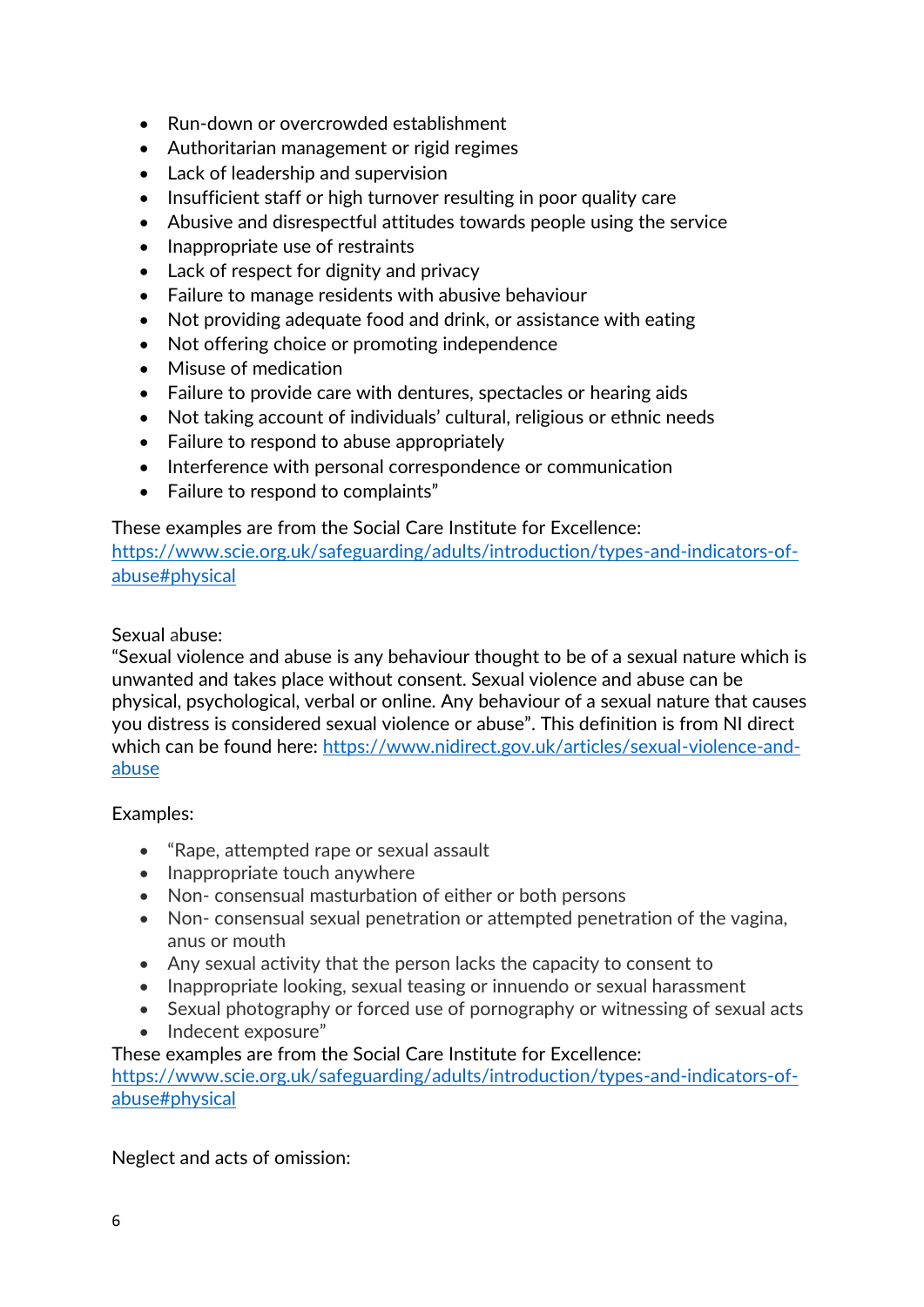- Run-down or overcrowded establishment
- Authoritarian management or rigid regimes
- Lack of leadership and supervision
- Insufficient staff or high turnover resulting in poor quality care
- Abusive and disrespectful attitudes towards people using the service
- Inappropriate use of restraints
- Lack of respect for dignity and privacy
- Failure to manage residents with abusive behaviour
- Not providing adequate food and drink, or assistance with eating
- Not offering choice or promoting independence
- Misuse of medication
- Failure to provide care with dentures, spectacles or hearing aids
- Not taking account of individuals' cultural, religious or ethnic needs
- Failure to respond to abuse appropriately
- Interference with personal correspondence or communication
- Failure to respond to complaints"

These examples are from the Social Care Institute for Excellence: [https://www.scie.org.uk/safeguarding/adults/introduction/types-and-indicators-of-abuse#physical](https://www.scie.org.uk/safeguarding/adults/introduction/types-and-indicators-of-abuse#physical)

Sexual abuse:
"Sexual violence and abuse is any behaviour thought to be of a sexual nature which is unwanted and takes place without consent. Sexual violence and abuse can be physical, psychological, verbal or online. Any behaviour of a sexual nature that causes you distress is considered sexual violence or abuse". This definition is from NI direct which can be found here: [https://www.nidirect.gov.uk/articles/sexual-violence-and-abuse](https://www.nidirect.gov.uk/articles/sexual-violence-and-abuse)

Examples:

- "Rape, attempted rape or sexual assault
- Inappropriate touch anywhere
- Non- consensual masturbation of either or both persons
- Non- consensual sexual penetration or attempted penetration of the vagina, anus or mouth
- Any sexual activity that the person lacks the capacity to consent to
- Inappropriate looking, sexual teasing or innuendo or sexual harassment
- Sexual photography or forced use of pornography or witnessing of sexual acts
- Indecent exposure"

These examples are from the Social Care Institute for Excellence: [https://www.scie.org.uk/safeguarding/adults/introduction/types-and-indicators-of-abuse#physical](https://www.scie.org.uk/safeguarding/adults/introduction/types-and-indicators-of-abuse#physical)

Neglect and acts of omission: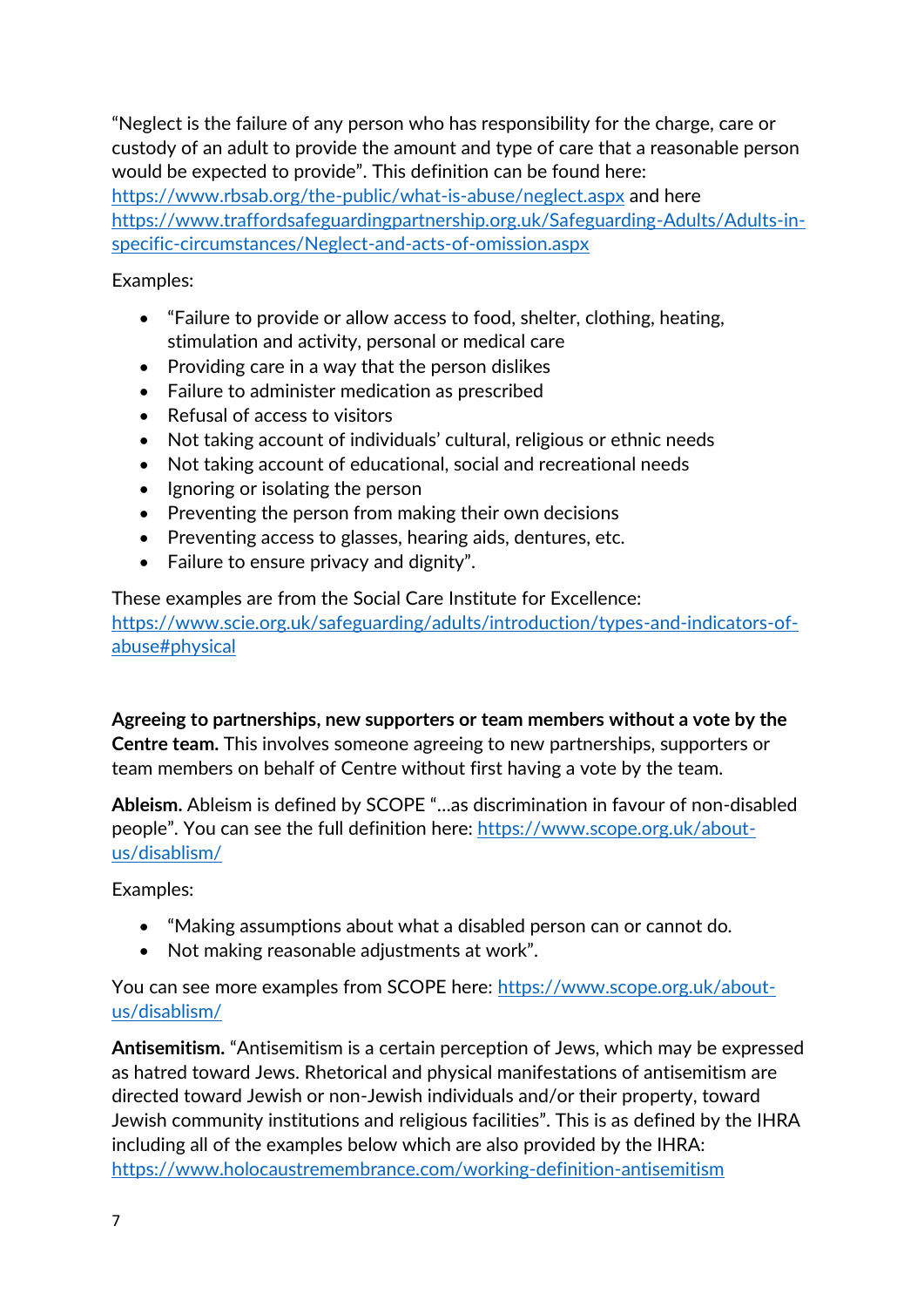"Neglect is the failure of any person who has responsibility for the charge, care or custody of an adult to provide the amount and type of care that a reasonable person would be expected to provide". This definition can be found here: https://www.rbsab.org/the-public/what-is-abuse/neglect.aspx and here https://www.traffordsafeguardingpartnership.org.uk/Safeguarding-Adults/Adults-in-specific-circumstances/Neglect-and-acts-of-omission.aspx

Examples:

- "Failure to provide or allow access to food, shelter, clothing, heating, stimulation and activity, personal or medical care
- Providing care in a way that the person dislikes
- Failure to administer medication as prescribed
- Refusal of access to visitors
- Not taking account of individuals' cultural, religious or ethnic needs
- Not taking account of educational, social and recreational needs
- Ignoring or isolating the person
- Preventing the person from making their own decisions
- Preventing access to glasses, hearing aids, dentures, etc.
- Failure to ensure privacy and dignity".

These examples are from the Social Care Institute for Excellence: https://www.scie.org.uk/safeguarding/adults/introduction/types-and-indicators-of-abuse#physical

**Agreeing to partnerships, new supporters or team members without a vote by the Centre team.** This involves someone agreeing to new partnerships, supporters or team members on behalf of Centre without first having a vote by the team.

**Ableism.** Ableism is defined by SCOPE "…as discrimination in favour of non-disabled people". You can see the full definition here: https://www.scope.org.uk/about-us/disablism/

Examples:

- "Making assumptions about what a disabled person can or cannot do.
- Not making reasonable adjustments at work".

You can see more examples from SCOPE here: https://www.scope.org.uk/about-us/disablism/

**Antisemitism.** "Antisemitism is a certain perception of Jews, which may be expressed as hatred toward Jews. Rhetorical and physical manifestations of antisemitism are directed toward Jewish or non-Jewish individuals and/or their property, toward Jewish community institutions and religious facilities". This is as defined by the IHRA including all of the examples below which are also provided by the IHRA: https://www.holocaustremembrance.com/working-definition-antisemitism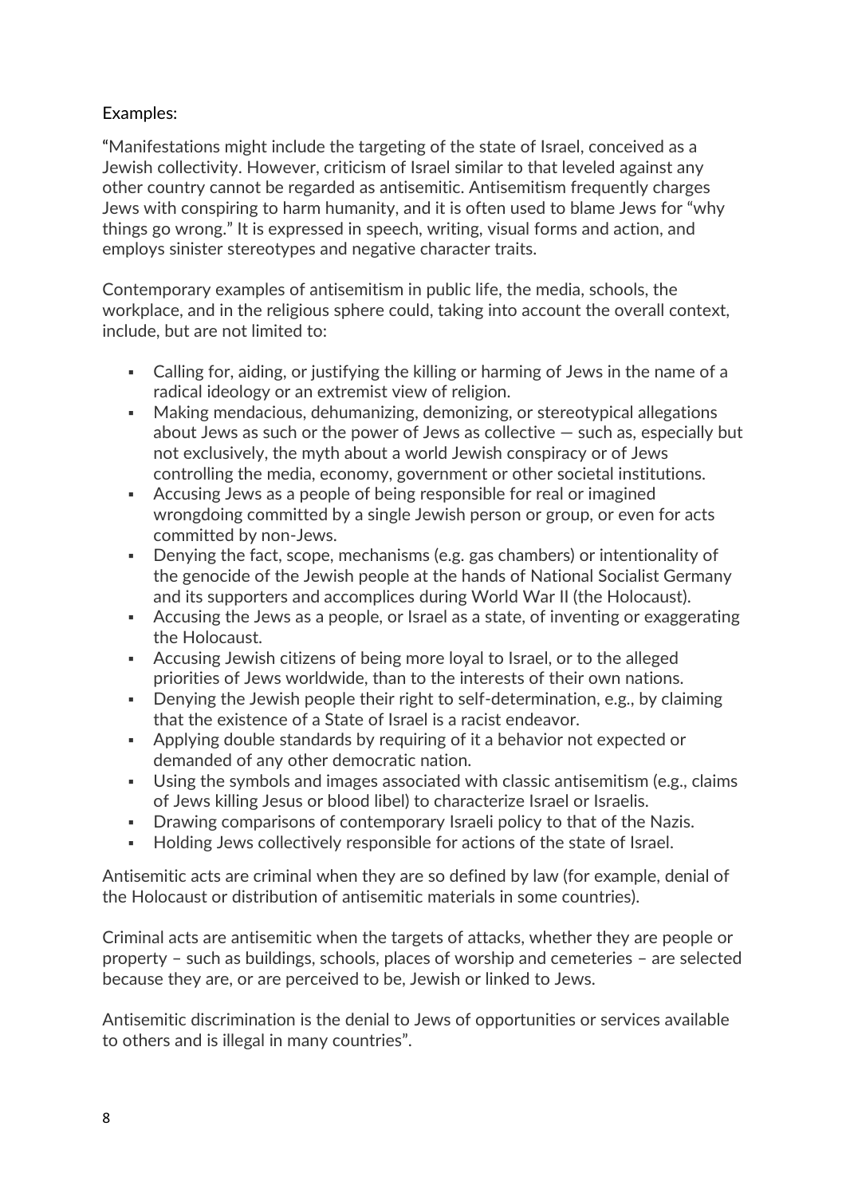Examples:

"Manifestations might include the targeting of the state of Israel, conceived as a Jewish collectivity. However, criticism of Israel similar to that leveled against any other country cannot be regarded as antisemitic. Antisemitism frequently charges Jews with conspiring to harm humanity, and it is often used to blame Jews for "why things go wrong." It is expressed in speech, writing, visual forms and action, and employs sinister stereotypes and negative character traits.

Contemporary examples of antisemitism in public life, the media, schools, the workplace, and in the religious sphere could, taking into account the overall context, include, but are not limited to:

- Calling for, aiding, or justifying the killing or harming of Jews in the name of a radical ideology or an extremist view of religion.
- Making mendacious, dehumanizing, demonizing, or stereotypical allegations about Jews as such or the power of Jews as collective — such as, especially but not exclusively, the myth about a world Jewish conspiracy or of Jews controlling the media, economy, government or other societal institutions.
- Accusing Jews as a people of being responsible for real or imagined wrongdoing committed by a single Jewish person or group, or even for acts committed by non-Jews.
- Denying the fact, scope, mechanisms (e.g. gas chambers) or intentionality of the genocide of the Jewish people at the hands of National Socialist Germany and its supporters and accomplices during World War II (the Holocaust).
- Accusing the Jews as a people, or Israel as a state, of inventing or exaggerating the Holocaust.
- Accusing Jewish citizens of being more loyal to Israel, or to the alleged priorities of Jews worldwide, than to the interests of their own nations.
- Denying the Jewish people their right to self-determination, e.g., by claiming that the existence of a State of Israel is a racist endeavor.
- Applying double standards by requiring of it a behavior not expected or demanded of any other democratic nation.
- Using the symbols and images associated with classic antisemitism (e.g., claims of Jews killing Jesus or blood libel) to characterize Israel or Israelis.
- Drawing comparisons of contemporary Israeli policy to that of the Nazis.
- Holding Jews collectively responsible for actions of the state of Israel.

Antisemitic acts are criminal when they are so defined by law (for example, denial of the Holocaust or distribution of antisemitic materials in some countries).

Criminal acts are antisemitic when the targets of attacks, whether they are people or property – such as buildings, schools, places of worship and cemeteries – are selected because they are, or are perceived to be, Jewish or linked to Jews.

Antisemitic discrimination is the denial to Jews of opportunities or services available to others and is illegal in many countries".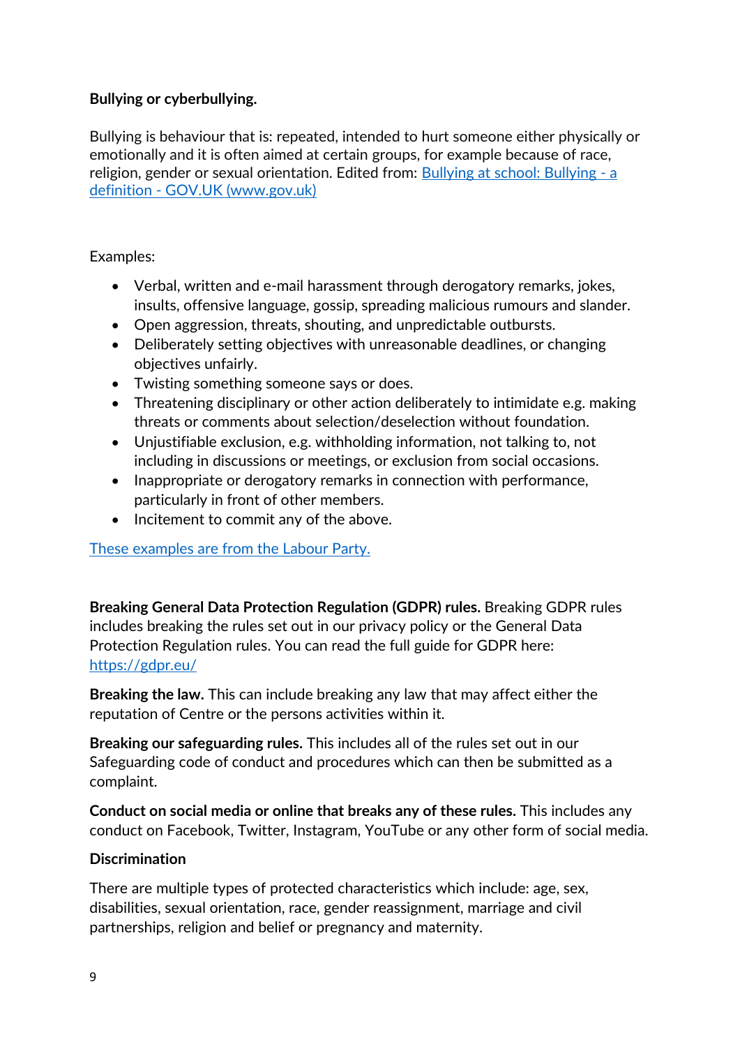**Bullying or cyberbullying.**

Bullying is behaviour that is: repeated, intended to hurt someone either physically or emotionally and it is often aimed at certain groups, for example because of race, religion, gender or sexual orientation. Edited from: [Bullying at school: Bullying - a definition - GOV.UK (www.gov.uk)]()

Examples:

- Verbal, written and e-mail harassment through derogatory remarks, jokes, insults, offensive language, gossip, spreading malicious rumours and slander.
- Open aggression, threats, shouting, and unpredictable outbursts.
- Deliberately setting objectives with unreasonable deadlines, or changing objectives unfairly.
- Twisting something someone says or does.
- Threatening disciplinary or other action deliberately to intimidate e.g. making threats or comments about selection/deselection without foundation.
- Unjustifiable exclusion, e.g. withholding information, not talking to, not including in discussions or meetings, or exclusion from social occasions.
- Inappropriate or derogatory remarks in connection with performance, particularly in front of other members.
- Incitement to commit any of the above.

[These examples are from the Labour Party.]()

**Breaking General Data Protection Regulation (GDPR) rules.** Breaking GDPR rules includes breaking the rules set out in our privacy policy or the General Data Protection Regulation rules. You can read the full guide for GDPR here: [https://gdpr.eu/](https://gdpr.eu/)

**Breaking the law.** This can include breaking any law that may affect either the reputation of Centre or the persons activities within it.

**Breaking our safeguarding rules.** This includes all of the rules set out in our Safeguarding code of conduct and procedures which can then be submitted as a complaint.

**Conduct on social media or online that breaks any of these rules.** This includes any conduct on Facebook, Twitter, Instagram, YouTube or any other form of social media.

**Discrimination**

There are multiple types of protected characteristics which include: age, sex, disabilities, sexual orientation, race, gender reassignment, marriage and civil partnerships, religion and belief or pregnancy and maternity.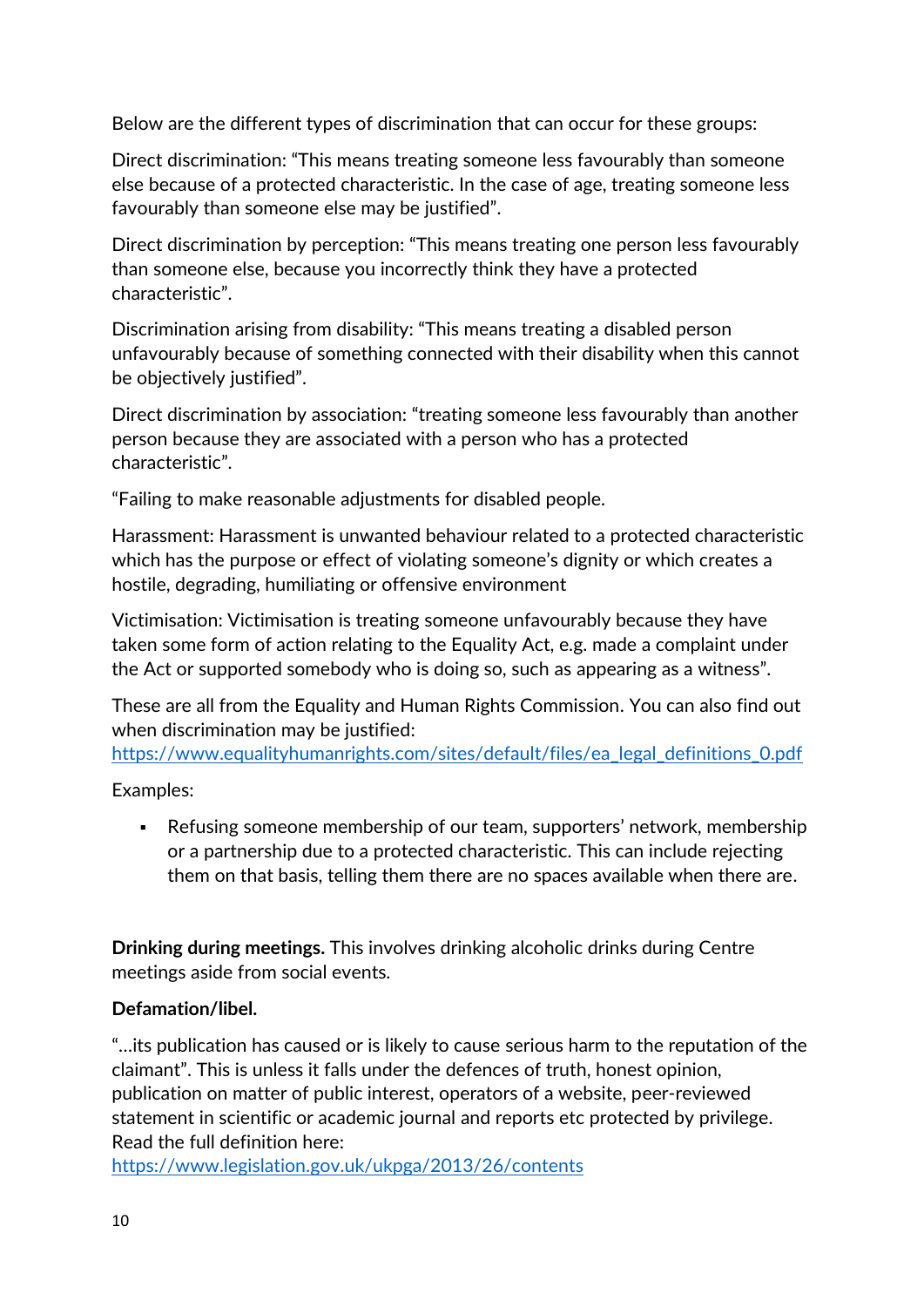Below are the different types of discrimination that can occur for these groups:

Direct discrimination: “This means treating someone less favourably than someone else because of a protected characteristic. In the case of age, treating someone less favourably than someone else may be justified”.

Direct discrimination by perception: “This means treating one person less favourably than someone else, because you incorrectly think they have a protected characteristic”.

Discrimination arising from disability: “This means treating a disabled person unfavourably because of something connected with their disability when this cannot be objectively justified”.

Direct discrimination by association: “treating someone less favourably than another person because they are associated with a person who has a protected characteristic”.

“Failing to make reasonable adjustments for disabled people.

Harassment: Harassment is unwanted behaviour related to a protected characteristic which has the purpose or effect of violating someone’s dignity or which creates a hostile, degrading, humiliating or offensive environment

Victimisation: Victimisation is treating someone unfavourably because they have taken some form of action relating to the Equality Act, e.g. made a complaint under the Act or supported somebody who is doing so, such as appearing as a witness”.

These are all from the Equality and Human Rights Commission. You can also find out when discrimination may be justified: https://www.equalityhumanrights.com/sites/default/files/ea_legal_definitions_0.pdf

Examples:

- Refusing someone membership of our team, supporters’ network, membership or a partnership due to a protected characteristic. This can include rejecting them on that basis, telling them there are no spaces available when there are.

**Drinking during meetings.** This involves drinking alcoholic drinks during Centre meetings aside from social events.

**Defamation/libel.**

“…its publication has caused or is likely to cause serious harm to the reputation of the claimant”. This is unless it falls under the defences of truth, honest opinion, publication on matter of public interest, operators of a website, peer-reviewed statement in scientific or academic journal and reports etc protected by privilege. Read the full definition here: https://www.legislation.gov.uk/ukpga/2013/26/contents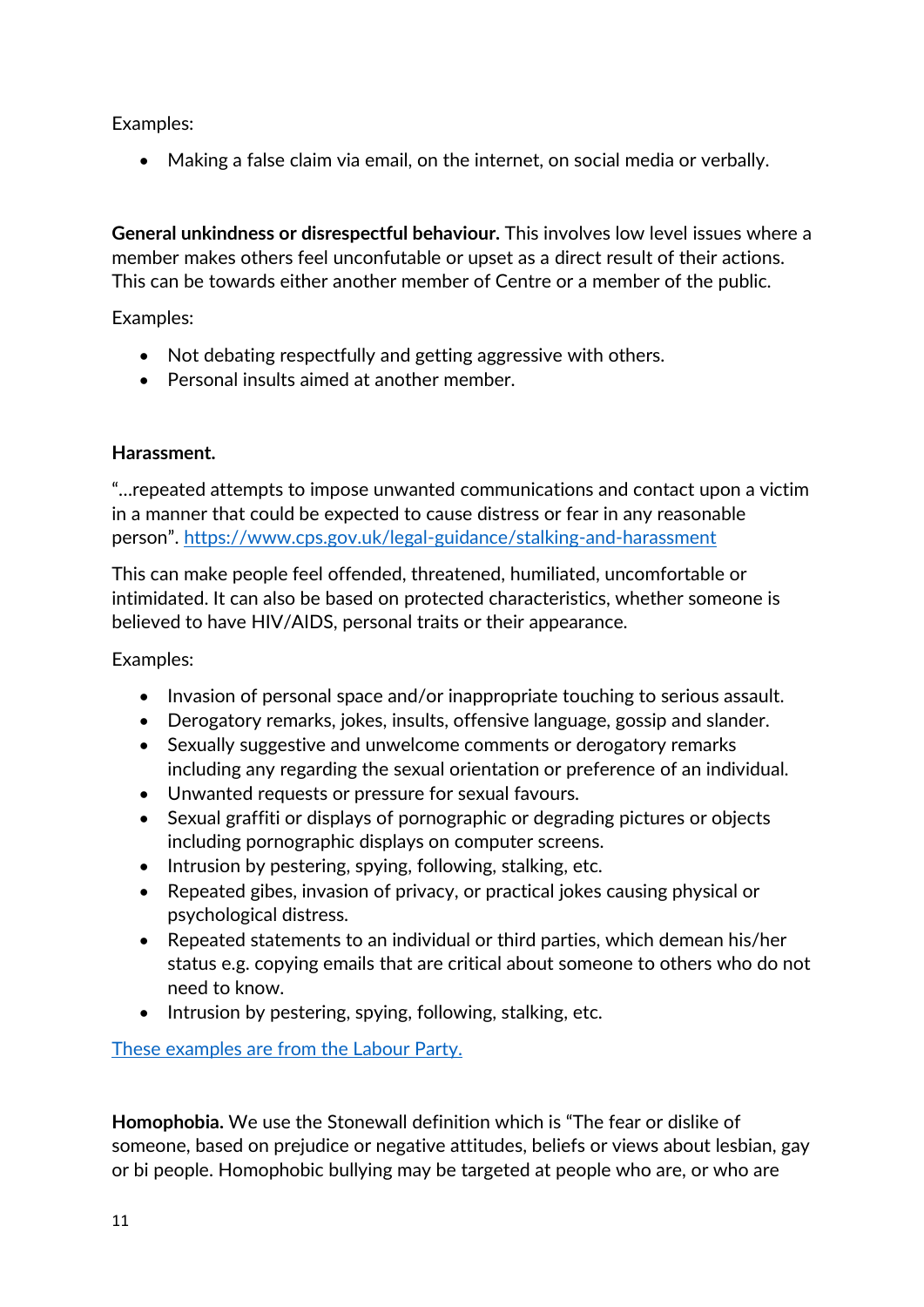Examples:

- Making a false claim via email, on the internet, on social media or verbally.

**General unkindness or disrespectful behaviour.** This involves low level issues where a member makes others feel unconfutable or upset as a direct result of their actions. This can be towards either another member of Centre or a member of the public.

Examples:

- Not debating respectfully and getting aggressive with others.
- Personal insults aimed at another member.

**Harassment.**

"…repeated attempts to impose unwanted communications and contact upon a victim in a manner that could be expected to cause distress or fear in any reasonable person". [https://www.cps.gov.uk/legal-guidance/stalking-and-harassment](https://www.cps.gov.uk/legal-guidance/stalking-and-harassment)

This can make people feel offended, threatened, humiliated, uncomfortable or intimidated. It can also be based on protected characteristics, whether someone is believed to have HIV/AIDS, personal traits or their appearance.

Examples:

- Invasion of personal space and/or inappropriate touching to serious assault.
- Derogatory remarks, jokes, insults, offensive language, gossip and slander.
- Sexually suggestive and unwelcome comments or derogatory remarks including any regarding the sexual orientation or preference of an individual.
- Unwanted requests or pressure for sexual favours.
- Sexual graffiti or displays of pornographic or degrading pictures or objects including pornographic displays on computer screens.
- Intrusion by pestering, spying, following, stalking, etc.
- Repeated gibes, invasion of privacy, or practical jokes causing physical or psychological distress.
- Repeated statements to an individual or third parties, which demean his/her status e.g. copying emails that are critical about someone to others who do not need to know.
- Intrusion by pestering, spying, following, stalking, etc.

These examples are from the Labour Party.

**Homophobia.** We use the Stonewall definition which is "The fear or dislike of someone, based on prejudice or negative attitudes, beliefs or views about lesbian, gay or bi people. Homophobic bullying may be targeted at people who are, or who are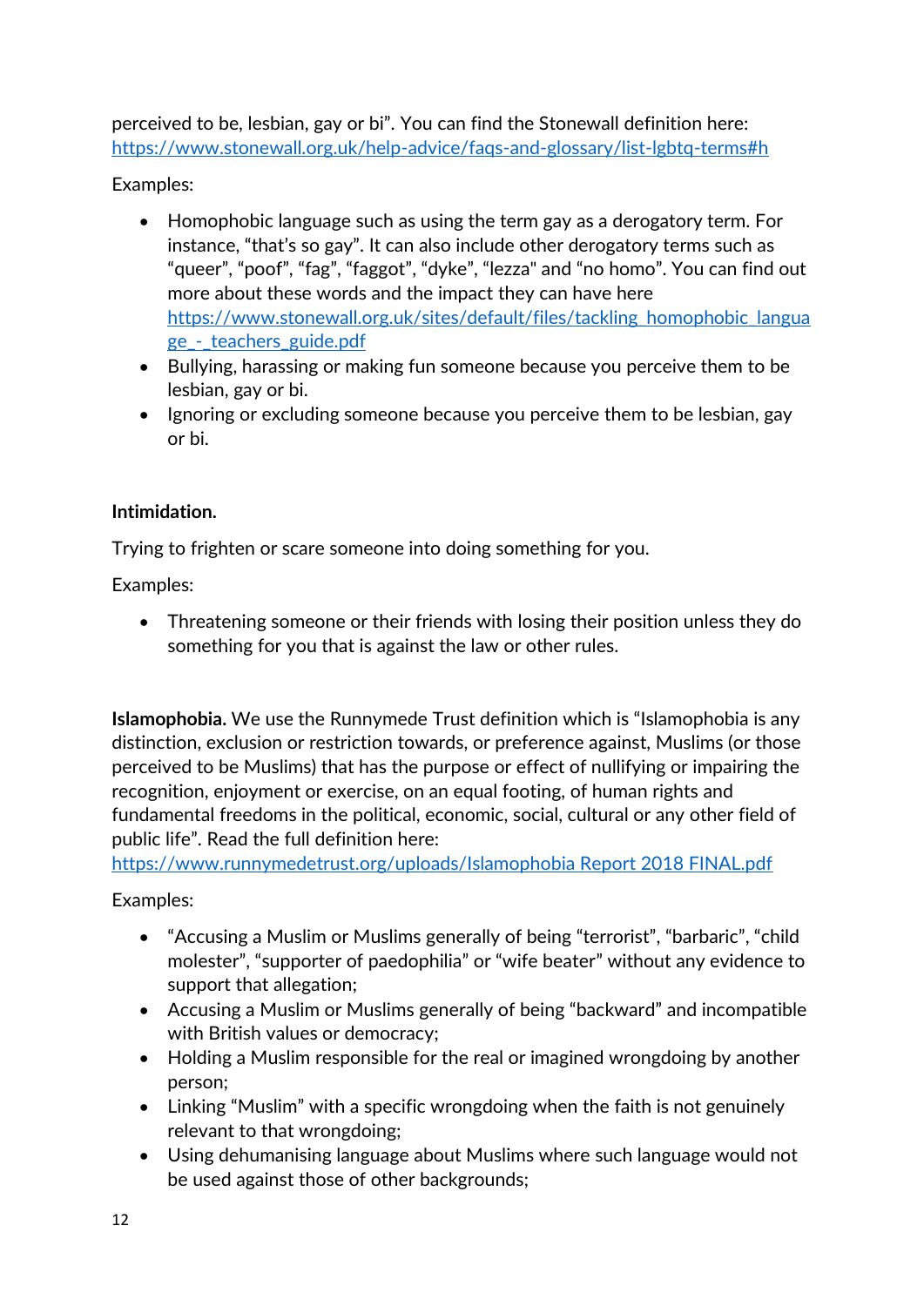perceived to be, lesbian, gay or bi". You can find the Stonewall definition here: https://www.stonewall.org.uk/help-advice/faqs-and-glossary/list-lgbtq-terms#h

Examples:

- Homophobic language such as using the term gay as a derogatory term. For instance, "that's so gay". It can also include other derogatory terms such as "queer", "poof", "fag", "faggot", "dyke", "lezza" and "no homo". You can find out more about these words and the impact they can have here https://www.stonewall.org.uk/sites/default/files/tackling_homophobic_language_-_teachers_guide.pdf
- Bullying, harassing or making fun someone because you perceive them to be lesbian, gay or bi.
- Ignoring or excluding someone because you perceive them to be lesbian, gay or bi.

**Intimidation.**

Trying to frighten or scare someone into doing something for you.

Examples:

- Threatening someone or their friends with losing their position unless they do something for you that is against the law or other rules.

**Islamophobia.** We use the Runnymede Trust definition which is "Islamophobia is any distinction, exclusion or restriction towards, or preference against, Muslims (or those perceived to be Muslims) that has the purpose or effect of nullifying or impairing the recognition, enjoyment or exercise, on an equal footing, of human rights and fundamental freedoms in the political, economic, social, cultural or any other field of public life". Read the full definition here: https://www.runnymedetrust.org/uploads/Islamophobia Report 2018 FINAL.pdf

Examples:

- "Accusing a Muslim or Muslims generally of being "terrorist", "barbaric", "child molester", "supporter of paedophilia" or "wife beater" without any evidence to support that allegation;
- Accusing a Muslim or Muslims generally of being "backward" and incompatible with British values or democracy;
- Holding a Muslim responsible for the real or imagined wrongdoing by another person;
- Linking "Muslim" with a specific wrongdoing when the faith is not genuinely relevant to that wrongdoing;
- Using dehumanising language about Muslims where such language would not be used against those of other backgrounds;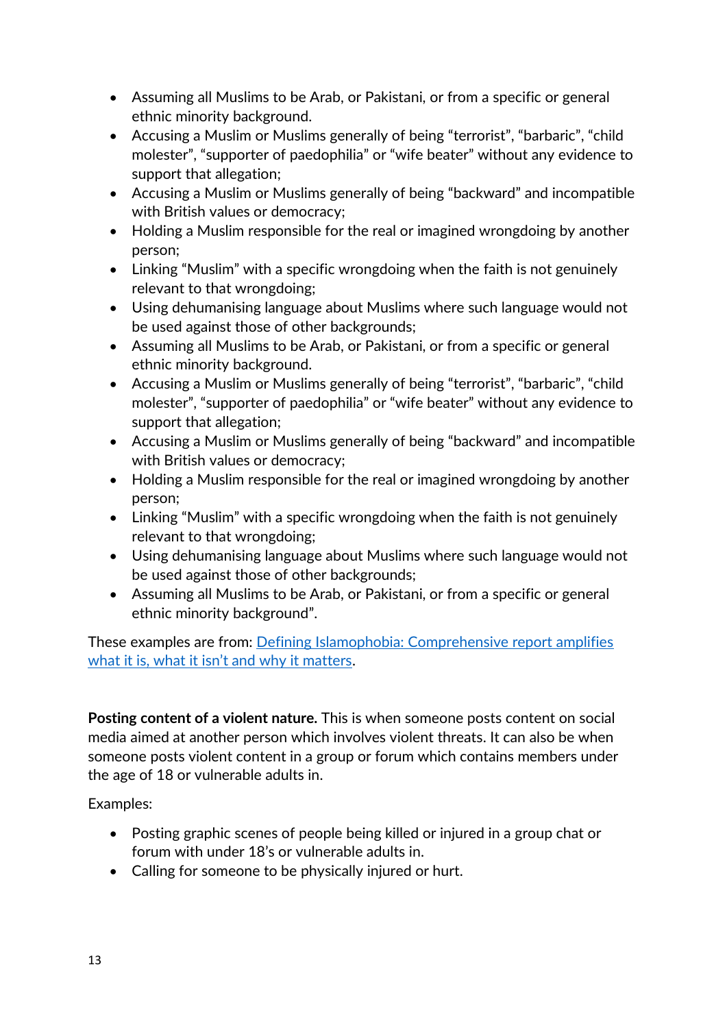- Assuming all Muslims to be Arab, or Pakistani, or from a specific or general ethnic minority background.
- Accusing a Muslim or Muslims generally of being "terrorist", "barbaric", "child molester", "supporter of paedophilia" or "wife beater" without any evidence to support that allegation;
- Accusing a Muslim or Muslims generally of being "backward" and incompatible with British values or democracy;
- Holding a Muslim responsible for the real or imagined wrongdoing by another person;
- Linking "Muslim" with a specific wrongdoing when the faith is not genuinely relevant to that wrongdoing;
- Using dehumanising language about Muslims where such language would not be used against those of other backgrounds;
- Assuming all Muslims to be Arab, or Pakistani, or from a specific or general ethnic minority background.
- Accusing a Muslim or Muslims generally of being "terrorist", "barbaric", "child molester", "supporter of paedophilia" or "wife beater" without any evidence to support that allegation;
- Accusing a Muslim or Muslims generally of being "backward" and incompatible with British values or democracy;
- Holding a Muslim responsible for the real or imagined wrongdoing by another person;
- Linking "Muslim" with a specific wrongdoing when the faith is not genuinely relevant to that wrongdoing;
- Using dehumanising language about Muslims where such language would not be used against those of other backgrounds;
- Assuming all Muslims to be Arab, or Pakistani, or from a specific or general ethnic minority background".

These examples are from: Defining Islamophobia: Comprehensive report amplifies what it is, what it isn't and why it matters.

**Posting content of a violent nature.** This is when someone posts content on social media aimed at another person which involves violent threats. It can also be when someone posts violent content in a group or forum which contains members under the age of 18 or vulnerable adults in.

Examples:

- Posting graphic scenes of people being killed or injured in a group chat or forum with under 18's or vulnerable adults in.
- Calling for someone to be physically injured or hurt.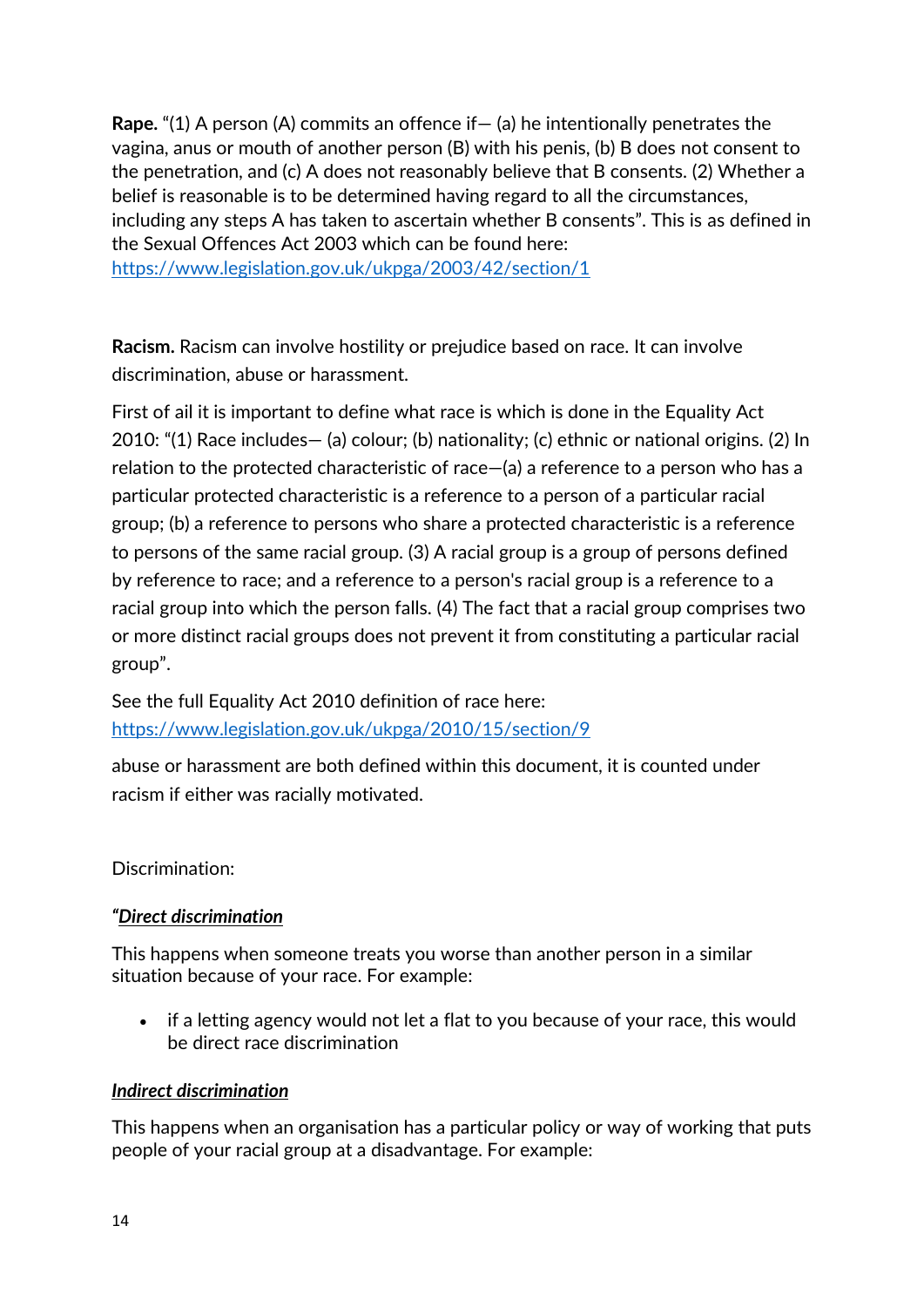**Rape.** "(1) A person (A) commits an offence if— (a) he intentionally penetrates the vagina, anus or mouth of another person (B) with his penis, (b) B does not consent to the penetration, and (c) A does not reasonably believe that B consents. (2) Whether a belief is reasonable is to be determined having regard to all the circumstances, including any steps A has taken to ascertain whether B consents". This is as defined in the Sexual Offences Act 2003 which can be found here: https://www.legislation.gov.uk/ukpga/2003/42/section/1

**Racism.** Racism can involve hostility or prejudice based on race. It can involve discrimination, abuse or harassment.

First of ail it is important to define what race is which is done in the Equality Act 2010: "(1) Race includes— (a) colour; (b) nationality; (c) ethnic or national origins. (2) In relation to the protected characteristic of race—(a) a reference to a person who has a particular protected characteristic is a reference to a person of a particular racial group; (b) a reference to persons who share a protected characteristic is a reference to persons of the same racial group. (3) A racial group is a group of persons defined by reference to race; and a reference to a person's racial group is a reference to a racial group into which the person falls. (4) The fact that a racial group comprises two or more distinct racial groups does not prevent it from constituting a particular racial group".

See the full Equality Act 2010 definition of race here: https://www.legislation.gov.uk/ukpga/2010/15/section/9

abuse or harassment are both defined within this document, it is counted under racism if either was racially motivated.

Discrimination:

*"**Direct discrimination***

This happens when someone treats you worse than another person in a similar situation because of your race. For example:

- if a letting agency would not let a flat to you because of your race, this would be direct race discrimination

***Indirect discrimination***

This happens when an organisation has a particular policy or way of working that puts people of your racial group at a disadvantage. For example: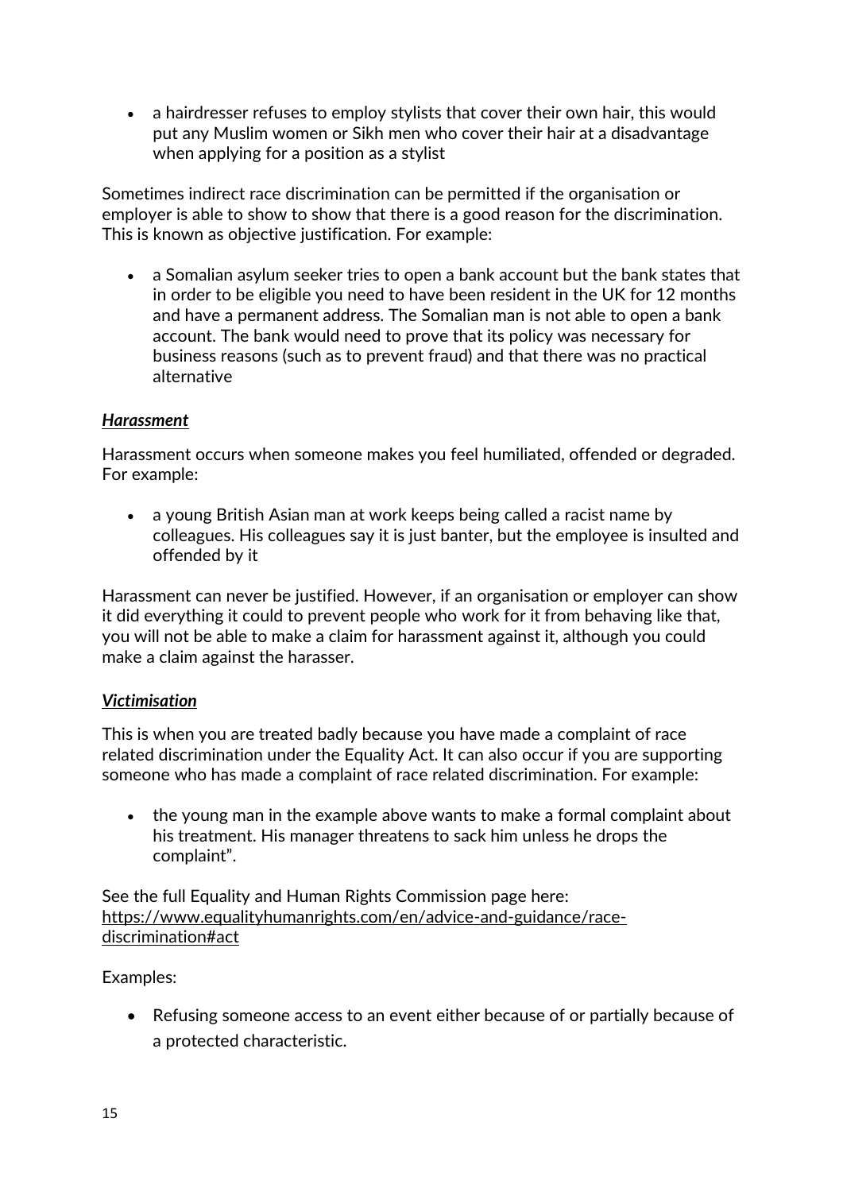- a hairdresser refuses to employ stylists that cover their own hair, this would put any Muslim women or Sikh men who cover their hair at a disadvantage when applying for a position as a stylist

Sometimes indirect race discrimination can be permitted if the organisation or employer is able to show to show that there is a good reason for the discrimination. This is known as objective justification. For example:

- a Somalian asylum seeker tries to open a bank account but the bank states that in order to be eligible you need to have been resident in the UK for 12 months and have a permanent address. The Somalian man is not able to open a bank account. The bank would need to prove that its policy was necessary for business reasons (such as to prevent fraud) and that there was no practical alternative

***Harassment***

Harassment occurs when someone makes you feel humiliated, offended or degraded. For example:

- a young British Asian man at work keeps being called a racist name by colleagues. His colleagues say it is just banter, but the employee is insulted and offended by it

Harassment can never be justified. However, if an organisation or employer can show it did everything it could to prevent people who work for it from behaving like that, you will not be able to make a claim for harassment against it, although you could make a claim against the harasser.

***Victimisation***

This is when you are treated badly because you have made a complaint of race related discrimination under the Equality Act. It can also occur if you are supporting someone who has made a complaint of race related discrimination. For example:

- the young man in the example above wants to make a formal complaint about his treatment. His manager threatens to sack him unless he drops the complaint".

See the full Equality and Human Rights Commission page here: [https://www.equalityhumanrights.com/en/advice-and-guidance/race-discrimination#act](https://www.equalityhumanrights.com/en/advice-and-guidance/race-discrimination#act)

Examples:

- Refusing someone access to an event either because of or partially because of a protected characteristic.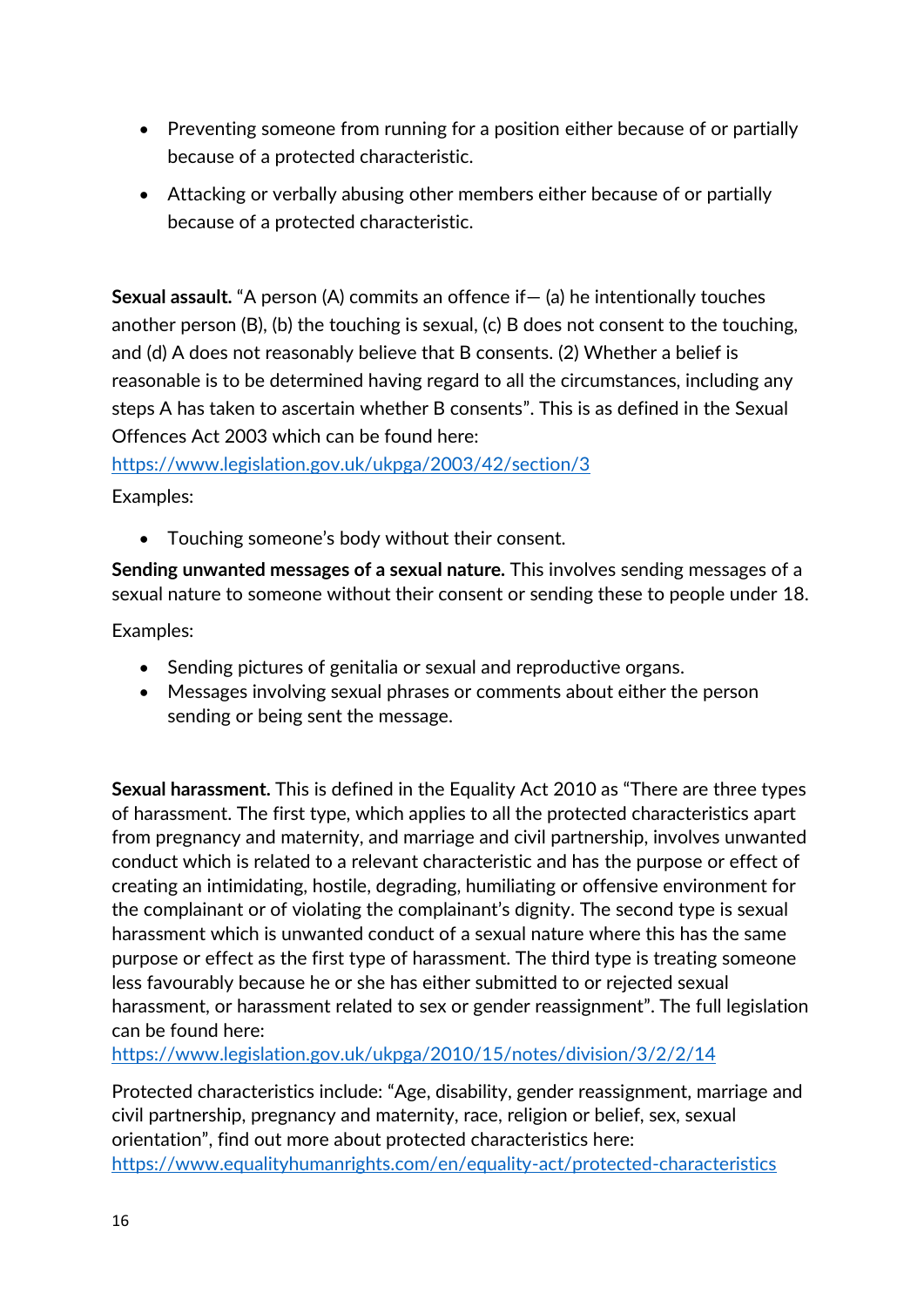- Preventing someone from running for a position either because of or partially because of a protected characteristic.
- Attacking or verbally abusing other members either because of or partially because of a protected characteristic.

**Sexual assault.** "A person (A) commits an offence if— (a) he intentionally touches another person (B), (b) the touching is sexual, (c) B does not consent to the touching, and (d) A does not reasonably believe that B consents. (2) Whether a belief is reasonable is to be determined having regard to all the circumstances, including any steps A has taken to ascertain whether B consents". This is as defined in the Sexual Offences Act 2003 which can be found here: https://www.legislation.gov.uk/ukpga/2003/42/section/3

Examples:

- Touching someone's body without their consent.

**Sending unwanted messages of a sexual nature.** This involves sending messages of a sexual nature to someone without their consent or sending these to people under 18.

Examples:

- Sending pictures of genitalia or sexual and reproductive organs.
- Messages involving sexual phrases or comments about either the person sending or being sent the message.

**Sexual harassment.** This is defined in the Equality Act 2010 as "There are three types of harassment. The first type, which applies to all the protected characteristics apart from pregnancy and maternity, and marriage and civil partnership, involves unwanted conduct which is related to a relevant characteristic and has the purpose or effect of creating an intimidating, hostile, degrading, humiliating or offensive environment for the complainant or of violating the complainant's dignity. The second type is sexual harassment which is unwanted conduct of a sexual nature where this has the same purpose or effect as the first type of harassment. The third type is treating someone less favourably because he or she has either submitted to or rejected sexual harassment, or harassment related to sex or gender reassignment". The full legislation can be found here: https://www.legislation.gov.uk/ukpga/2010/15/notes/division/3/2/2/14

Protected characteristics include: "Age, disability, gender reassignment, marriage and civil partnership, pregnancy and maternity, race, religion or belief, sex, sexual orientation", find out more about protected characteristics here: https://www.equalityhumanrights.com/en/equality-act/protected-characteristics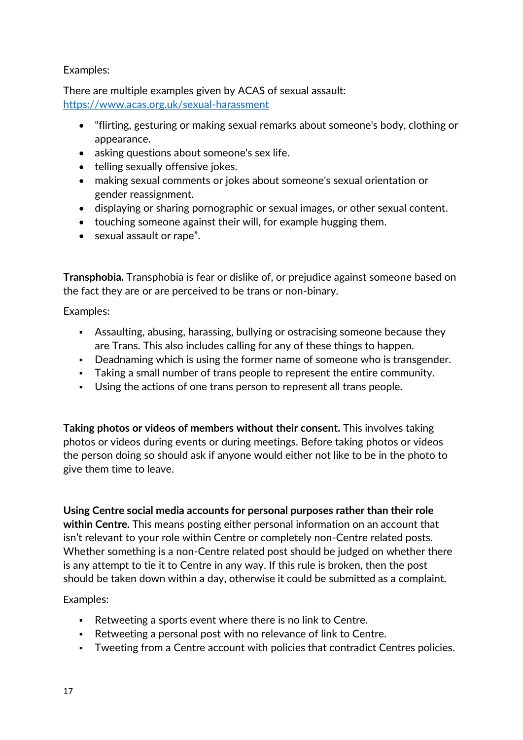Examples:

There are multiple examples given by ACAS of sexual assault: [https://www.acas.org.uk/sexual-harassment](https://www.acas.org.uk/sexual-harassment)

- "flirting, gesturing or making sexual remarks about someone's body, clothing or appearance.
- asking questions about someone's sex life.
- telling sexually offensive jokes.
- making sexual comments or jokes about someone's sexual orientation or gender reassignment.
- displaying or sharing pornographic or sexual images, or other sexual content.
- touching someone against their will, for example hugging them.
- sexual assault or rape".

**Transphobia.** Transphobia is fear or dislike of, or prejudice against someone based on the fact they are or are perceived to be trans or non-binary.

Examples:

- Assaulting, abusing, harassing, bullying or ostracising someone because they are Trans. This also includes calling for any of these things to happen.
- Deadnaming which is using the former name of someone who is transgender.
- Taking a small number of trans people to represent the entire community.
- Using the actions of one trans person to represent all trans people.

**Taking photos or videos of members without their consent.** This involves taking photos or videos during events or during meetings. Before taking photos or videos the person doing so should ask if anyone would either not like to be in the photo to give them time to leave.

**Using Centre social media accounts for personal purposes rather than their role within Centre.** This means posting either personal information on an account that isn't relevant to your role within Centre or completely non-Centre related posts. Whether something is a non-Centre related post should be judged on whether there is any attempt to tie it to Centre in any way. If this rule is broken, then the post should be taken down within a day, otherwise it could be submitted as a complaint.

Examples:

- Retweeting a sports event where there is no link to Centre.
- Retweeting a personal post with no relevance of link to Centre.
- Tweeting from a Centre account with policies that contradict Centres policies.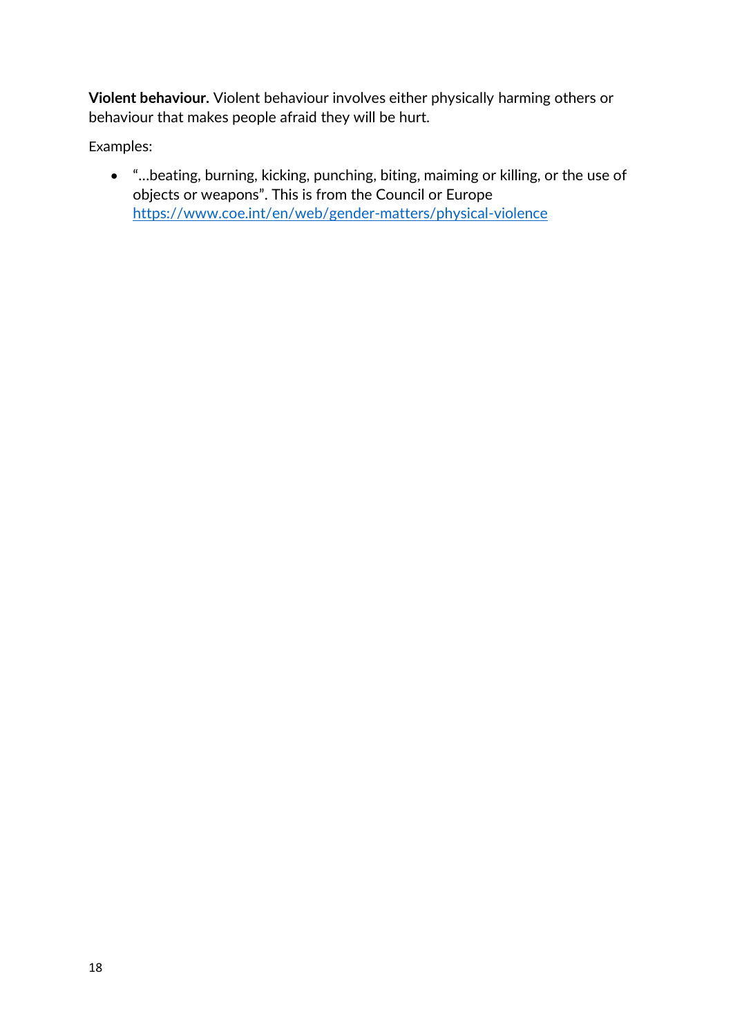**Violent behaviour.** Violent behaviour involves either physically harming others or behaviour that makes people afraid they will be hurt.

Examples:

- "…beating, burning, kicking, punching, biting, maiming or killing, or the use of objects or weapons". This is from the Council or Europe https://www.coe.int/en/web/gender-matters/physical-violence